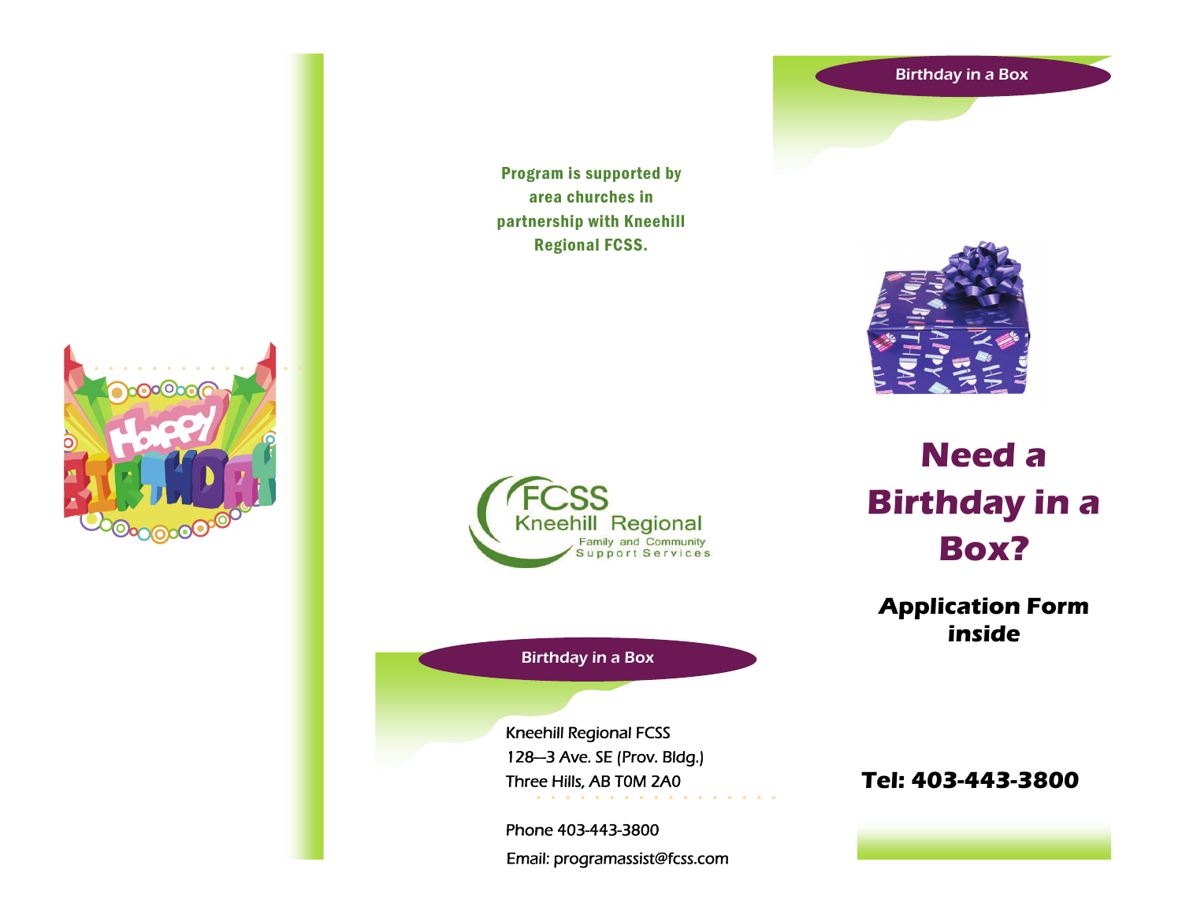Program is supported by area churches in partnership with Kneehill Regional FCSS.

FCSS Kneehill Regional Family and Community Support Services

Birthday in a Box

Kneehill Regional FCSS
128—3 Ave. SE (Prov. Bldg.)
Three Hills, AB T0M 2A0

Phone 403-443-3800

Email: programassist@fcss.com

Birthday in a Box

# Need a Birthday in a Box?

## Application Form inside

**Tel: 403-443-3800**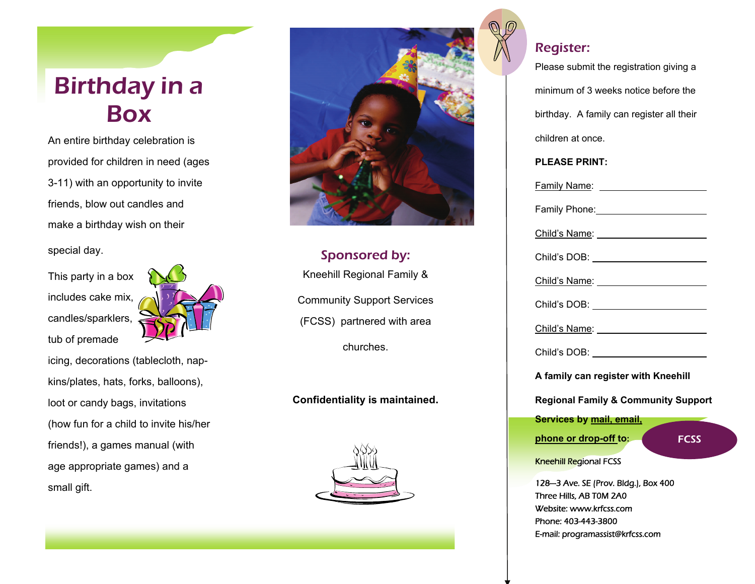# Birthday in a Box

An entire birthday celebration is provided for children in need (ages 3-11) with an opportunity to invite friends, blow out candles and make a birthday wish on their special day.

This party in a box includes cake mix, candles/sparklers, tub of premade icing, decorations (tablecloth, napkins/plates, hats, forks, balloons), loot or candy bags, invitations (how fun for a child to invite his/her friends!), a games manual (with age appropriate games) and a small gift.

## Sponsored by:

Kneehill Regional Family & Community Support Services (FCSS) partnered with area churches.

**Confidentiality is maintained.**

## Register:

Please submit the registration giving a minimum of 3 weeks notice before the birthday. A family can register all their children at once.

**PLEASE PRINT:**

Family Name: \_\_\_\_\_\_\_\_\_\_\_\_\_\_\_\_\_\_\_\_

Family Phone: \_\_\_\_\_\_\_\_\_\_\_\_\_\_\_\_\_\_\_\_

Child's Name: \_\_\_\_\_\_\_\_\_\_\_\_\_\_\_\_\_\_\_\_

Child's DOB: \_\_\_\_\_\_\_\_\_\_\_\_\_\_\_\_\_\_\_\_

Child's Name: \_\_\_\_\_\_\_\_\_\_\_\_\_\_\_\_\_\_\_\_

Child's DOB: \_\_\_\_\_\_\_\_\_\_\_\_\_\_\_\_\_\_\_\_

Child's Name: \_\_\_\_\_\_\_\_\_\_\_\_\_\_\_\_\_\_\_\_

Child's DOB: \_\_\_\_\_\_\_\_\_\_\_\_\_\_\_\_\_\_\_\_

**A family can register with Kneehill Regional Family & Community Support Services by mail, email, phone or drop-off to:**

FCSS

Kneehill Regional FCSS

128—3 Ave. SE (Prov. Bldg.), Box 400
Three Hills, AB T0M 2A0
Website: www.krfcss.com
Phone: 403-443-3800
E-mail: programassist@krfcss.com